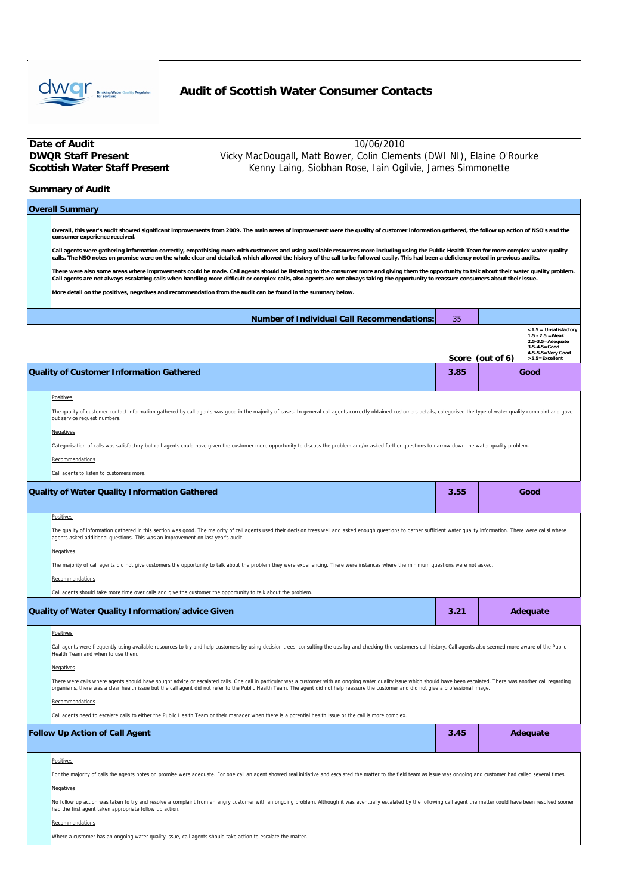# Audit of Scottish Water Consumer Contacts

| | |
|---|---|
| **Date of Audit** | 10/06/2010 |
| **DWQR Staff Present** | Vicky MacDougall, Matt Bower, Colin Clements (DWI NI), Elaine O'Rourke |
| **Scottish Water Staff Present** | Kenny Laing, Siobhan Rose, Iain Ogilvie, James Simmonette |

## Summary of Audit

### Overall Summary

**Overall, this year's audit showed significant improvements from 2009. The main areas of improvement were the quality of customer information gathered, the follow up action of NSO's and the consumer experience received.**

**Call agents were gathering information correctly, empathising more with customers and using available resources more including using the Public Health Team for more complex water quality calls. The NSO notes on promise were on the whole clear and detailed, which allowed the history of the call to be followed easily. This had been a deficiency noted in previous audits.**

**There were also some areas where improvements could be made. Call agents should be listening to the consumer more and giving them the opportunity to talk about their water quality problem. Call agents are not always escalating calls when handling more difficult or complex calls, also agents are not always taking the opportunity to reassure consumers about their issue.**

**More detail on the positives, negatives and recommendation from the audit can be found in the summary below.**

**Number of Individual Call Recommendations:** 35

<1.5 = Unsatisfactory
1.5 - 2.5 = Weak
2.5-3.5=Adequate
3.5-4.5=Good
4.5-5.5=Very Good
>5.5=Excellent

| | Score (out of 6) | |
|---|---|---|
| **Quality of Customer Information Gathered** | **3.85** | **Good** |

Positives

The quality of customer contact information gathered by call agents was good in the majority of cases. In general call agents correctly obtained customers details, categorised the type of water quality complaint and gave out service request numbers.

Negatives

Categorisation of calls was satisfactory but call agents could have given the customer more opportunity to discuss the problem and/or asked further questions to narrow down the water quality problem.

Recommendations

Call agents to listen to customers more.

| | | |
|---|---|---|
| **Quality of Water Quality Information Gathered** | **3.55** | **Good** |

Positives

The quality of information gathered in this section was good. The majority of call agents used their decision tress well and asked enough questions to gather sufficient water quality information. There were callsl where agents asked additional questions. This was an improvement on last year's audit.

Negatives

The majority of call agents did not give customers the opportunity to talk about the problem they were experiencing. There were instances where the minimum questions were not asked.

Recommendations

Call agents should take more time over calls and give the customer the opportunity to talk about the problem.

| | | |
|---|---|---|
| **Quality of Water Quality Information/advice Given** | **3.21** | **Adequate** |

Positives

Call agents were frequently using available resources to try and help customers by using decision trees, consulting the ops log and checking the customers call history. Call agents also seemed more aware of the Public Health Team and when to use them.

Negatives

There were calls where agents should have sought advice or escalated calls. One call in particular was a customer with an ongoing water quality issue which should have been escalated. There was another call regarding organisms, there was a clear health issue but the call agent did not refer to the Public Health Team. The agent did not help reassure the customer and did not give a professional image.

Recommendations

Call agents need to escalate calls to either the Public Health Team or their manager when there is a potential health issue or the call is more complex.

| | | |
|---|---|---|
| **Follow Up Action of Call Agent** | **3.45** | **Adequate** |

Positives

For the majority of calls the agents notes on promise were adequate. For one call an agent showed real initiative and escalated the matter to the field team as issue was ongoing and customer had called several times.

Negatives

No follow up action was taken to try and resolve a complaint from an angry customer with an ongoing problem. Although it was eventually escalated by the following call agent the matter could have been resolved sooner had the first agent taken appropriate follow up action.

Recommendations

Where a customer has an ongoing water quality issue, call agents should take action to escalate the matter.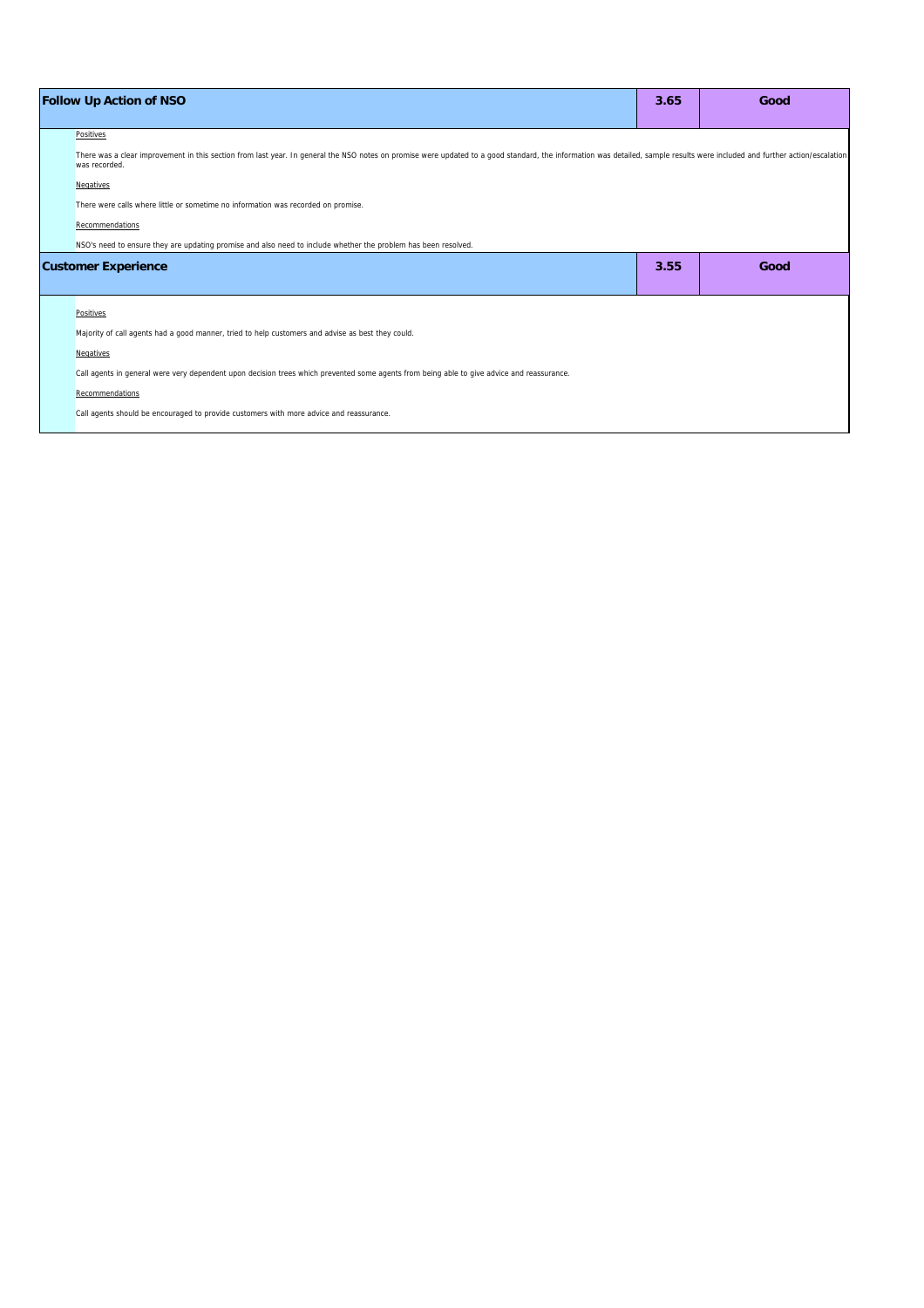## Follow Up Action of NSO

**Score:** 3.65 | **Rating:** Good

Positives

There was a clear improvement in this section from last year. In general the NSO notes on promise were updated to a good standard, the information was detailed, sample results were included and further action/escalation was recorded.

Negatives

There were calls where little or sometime no information was recorded on promise.

Recommendations

NSO's need to ensure they are updating promise and also need to include whether the problem has been resolved.

## Customer Experience

**Score:** 3.55 | **Rating:** Good

Positives

Majority of call agents had a good manner, tried to help customers and advise as best they could.

Negatives

Call agents in general were very dependent upon decision trees which prevented some agents from being able to give advice and reassurance.

Recommendations

Call agents should be encouraged to provide customers with more advice and reassurance.